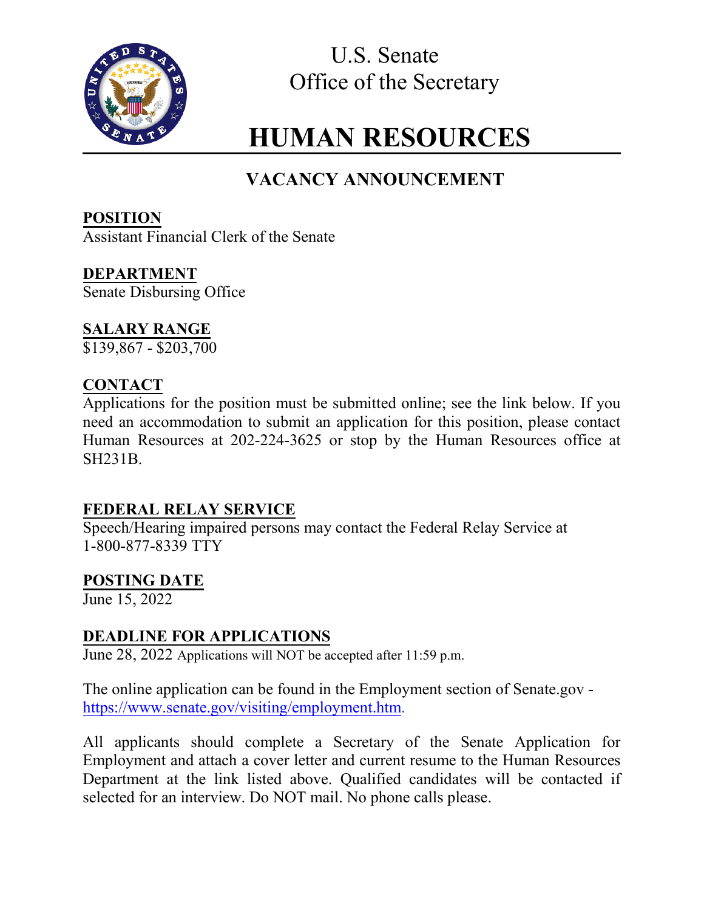U.S. Senate
Office of the Secretary

# HUMAN RESOURCES

## VACANCY ANNOUNCEMENT

**POSITION**
Assistant Financial Clerk of the Senate

**DEPARTMENT**
Senate Disbursing Office

**SALARY RANGE**
$139,867 - $203,700

**CONTACT**
Applications for the position must be submitted online; see the link below. If you need an accommodation to submit an application for this position, please contact Human Resources at 202-224-3625 or stop by the Human Resources office at SH231B.

**FEDERAL RELAY SERVICE**
Speech/Hearing impaired persons may contact the Federal Relay Service at 1-800-877-8339 TTY

**POSTING DATE**
June 15, 2022

**DEADLINE FOR APPLICATIONS**
June 28, 2022 Applications will NOT be accepted after 11:59 p.m.

The online application can be found in the Employment section of Senate.gov - https://www.senate.gov/visiting/employment.htm.

All applicants should complete a Secretary of the Senate Application for Employment and attach a cover letter and current resume to the Human Resources Department at the link listed above. Qualified candidates will be contacted if selected for an interview. Do NOT mail. No phone calls please.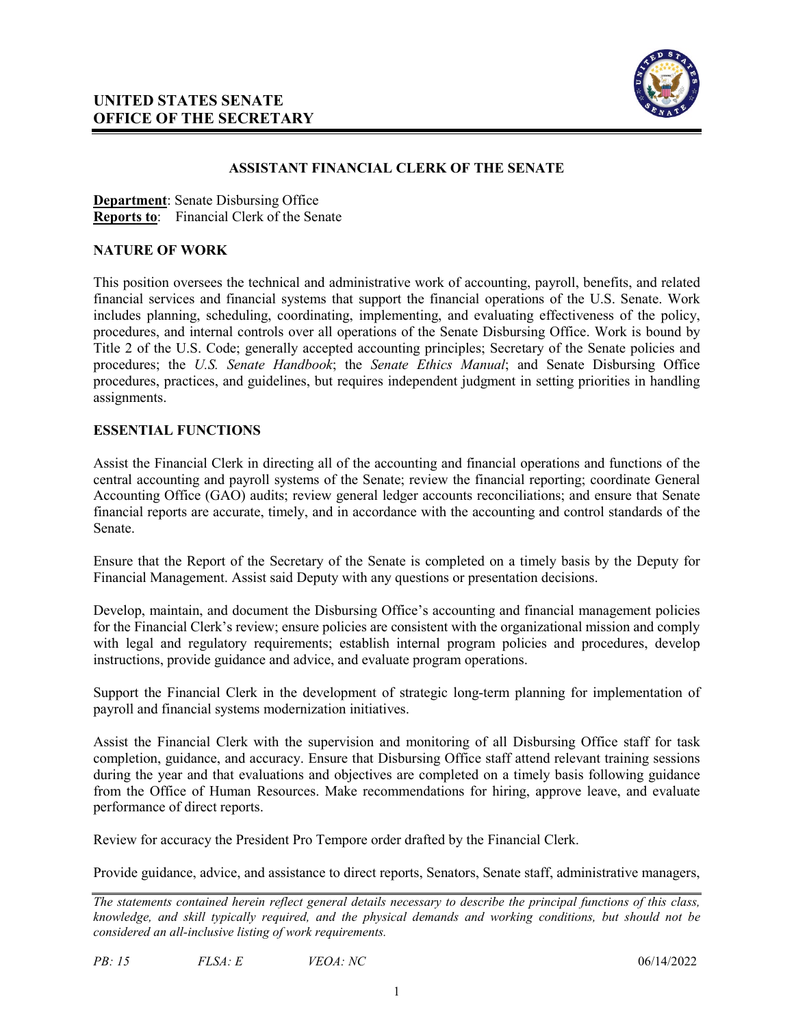## UNITED STATES SENATE
## OFFICE OF THE SECRETARY

### ASSISTANT FINANCIAL CLERK OF THE SENATE

**Department**: Senate Disbursing Office
**Reports to**: Financial Clerk of the Senate

### NATURE OF WORK

This position oversees the technical and administrative work of accounting, payroll, benefits, and related financial services and financial systems that support the financial operations of the U.S. Senate. Work includes planning, scheduling, coordinating, implementing, and evaluating effectiveness of the policy, procedures, and internal controls over all operations of the Senate Disbursing Office. Work is bound by Title 2 of the U.S. Code; generally accepted accounting principles; Secretary of the Senate policies and procedures; the *U.S. Senate Handbook*; the *Senate Ethics Manual*; and Senate Disbursing Office procedures, practices, and guidelines, but requires independent judgment in setting priorities in handling assignments.

### ESSENTIAL FUNCTIONS

Assist the Financial Clerk in directing all of the accounting and financial operations and functions of the central accounting and payroll systems of the Senate; review the financial reporting; coordinate General Accounting Office (GAO) audits; review general ledger accounts reconciliations; and ensure that Senate financial reports are accurate, timely, and in accordance with the accounting and control standards of the Senate.

Ensure that the Report of the Secretary of the Senate is completed on a timely basis by the Deputy for Financial Management. Assist said Deputy with any questions or presentation decisions.

Develop, maintain, and document the Disbursing Office's accounting and financial management policies for the Financial Clerk's review; ensure policies are consistent with the organizational mission and comply with legal and regulatory requirements; establish internal program policies and procedures, develop instructions, provide guidance and advice, and evaluate program operations.

Support the Financial Clerk in the development of strategic long-term planning for implementation of payroll and financial systems modernization initiatives.

Assist the Financial Clerk with the supervision and monitoring of all Disbursing Office staff for task completion, guidance, and accuracy. Ensure that Disbursing Office staff attend relevant training sessions during the year and that evaluations and objectives are completed on a timely basis following guidance from the Office of Human Resources. Make recommendations for hiring, approve leave, and evaluate performance of direct reports.

Review for accuracy the President Pro Tempore order drafted by the Financial Clerk.

Provide guidance, advice, and assistance to direct reports, Senators, Senate staff, administrative managers,

*The statements contained herein reflect general details necessary to describe the principal functions of this class, knowledge, and skill typically required, and the physical demands and working conditions, but should not be considered an all-inclusive listing of work requirements.*

*PB: 15* *FLSA: E* *VEOA: NC* 06/14/2022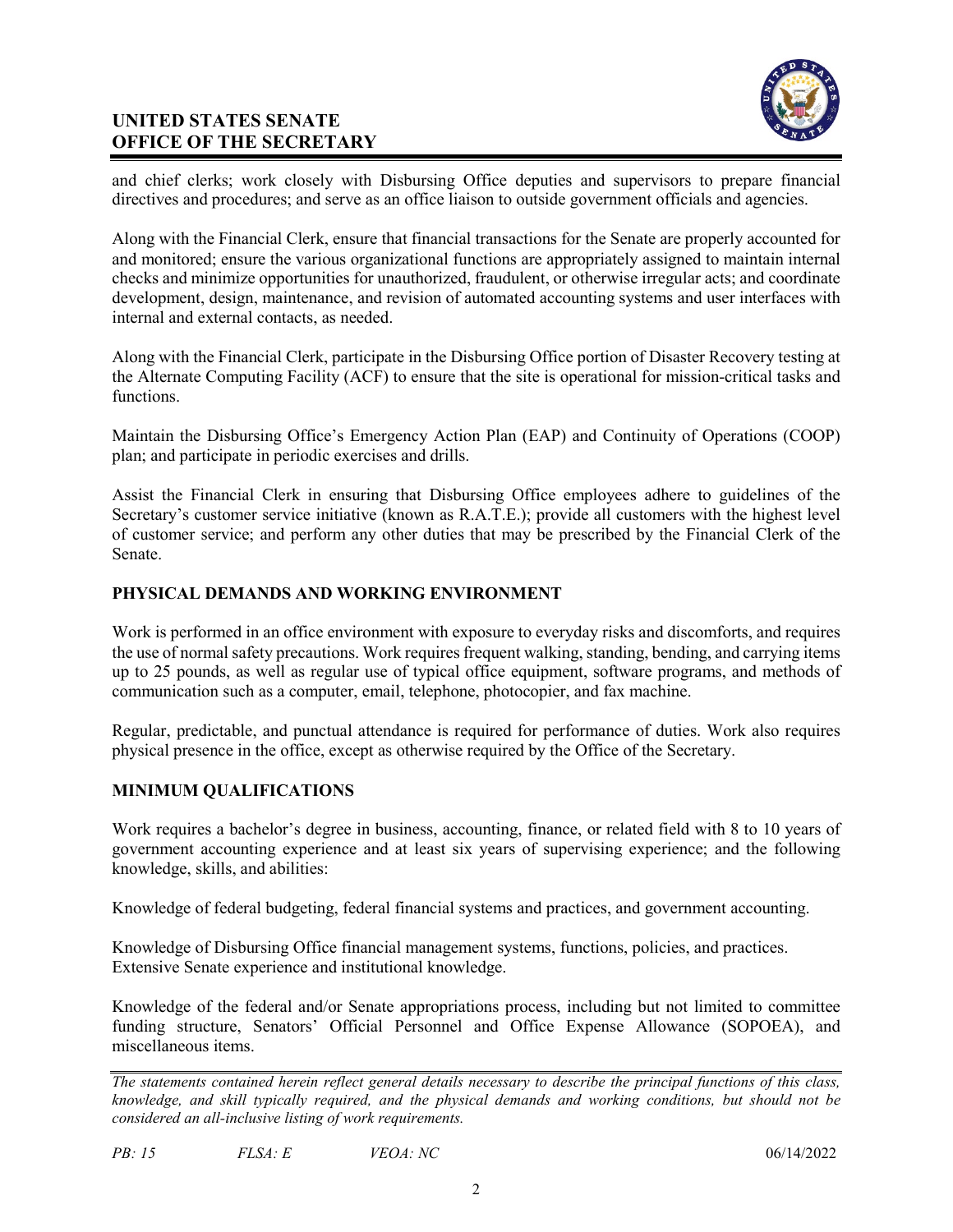and chief clerks; work closely with Disbursing Office deputies and supervisors to prepare financial directives and procedures; and serve as an office liaison to outside government officials and agencies.

Along with the Financial Clerk, ensure that financial transactions for the Senate are properly accounted for and monitored; ensure the various organizational functions are appropriately assigned to maintain internal checks and minimize opportunities for unauthorized, fraudulent, or otherwise irregular acts; and coordinate development, design, maintenance, and revision of automated accounting systems and user interfaces with internal and external contacts, as needed.

Along with the Financial Clerk, participate in the Disbursing Office portion of Disaster Recovery testing at the Alternate Computing Facility (ACF) to ensure that the site is operational for mission-critical tasks and functions.

Maintain the Disbursing Office's Emergency Action Plan (EAP) and Continuity of Operations (COOP) plan; and participate in periodic exercises and drills.

Assist the Financial Clerk in ensuring that Disbursing Office employees adhere to guidelines of the Secretary's customer service initiative (known as R.A.T.E.); provide all customers with the highest level of customer service; and perform any other duties that may be prescribed by the Financial Clerk of the Senate.

## PHYSICAL DEMANDS AND WORKING ENVIRONMENT

Work is performed in an office environment with exposure to everyday risks and discomforts, and requires the use of normal safety precautions. Work requires frequent walking, standing, bending, and carrying items up to 25 pounds, as well as regular use of typical office equipment, software programs, and methods of communication such as a computer, email, telephone, photocopier, and fax machine.

Regular, predictable, and punctual attendance is required for performance of duties. Work also requires physical presence in the office, except as otherwise required by the Office of the Secretary.

## MINIMUM QUALIFICATIONS

Work requires a bachelor's degree in business, accounting, finance, or related field with 8 to 10 years of government accounting experience and at least six years of supervising experience; and the following knowledge, skills, and abilities:

Knowledge of federal budgeting, federal financial systems and practices, and government accounting.

Knowledge of Disbursing Office financial management systems, functions, policies, and practices. Extensive Senate experience and institutional knowledge.

Knowledge of the federal and/or Senate appropriations process, including but not limited to committee funding structure, Senators' Official Personnel and Office Expense Allowance (SOPOEA), and miscellaneous items.

*The statements contained herein reflect general details necessary to describe the principal functions of this class, knowledge, and skill typically required, and the physical demands and working conditions, but should not be considered an all-inclusive listing of work requirements.*

*PB: 15* *FLSA: E* *VEOA: NC* 06/14/2022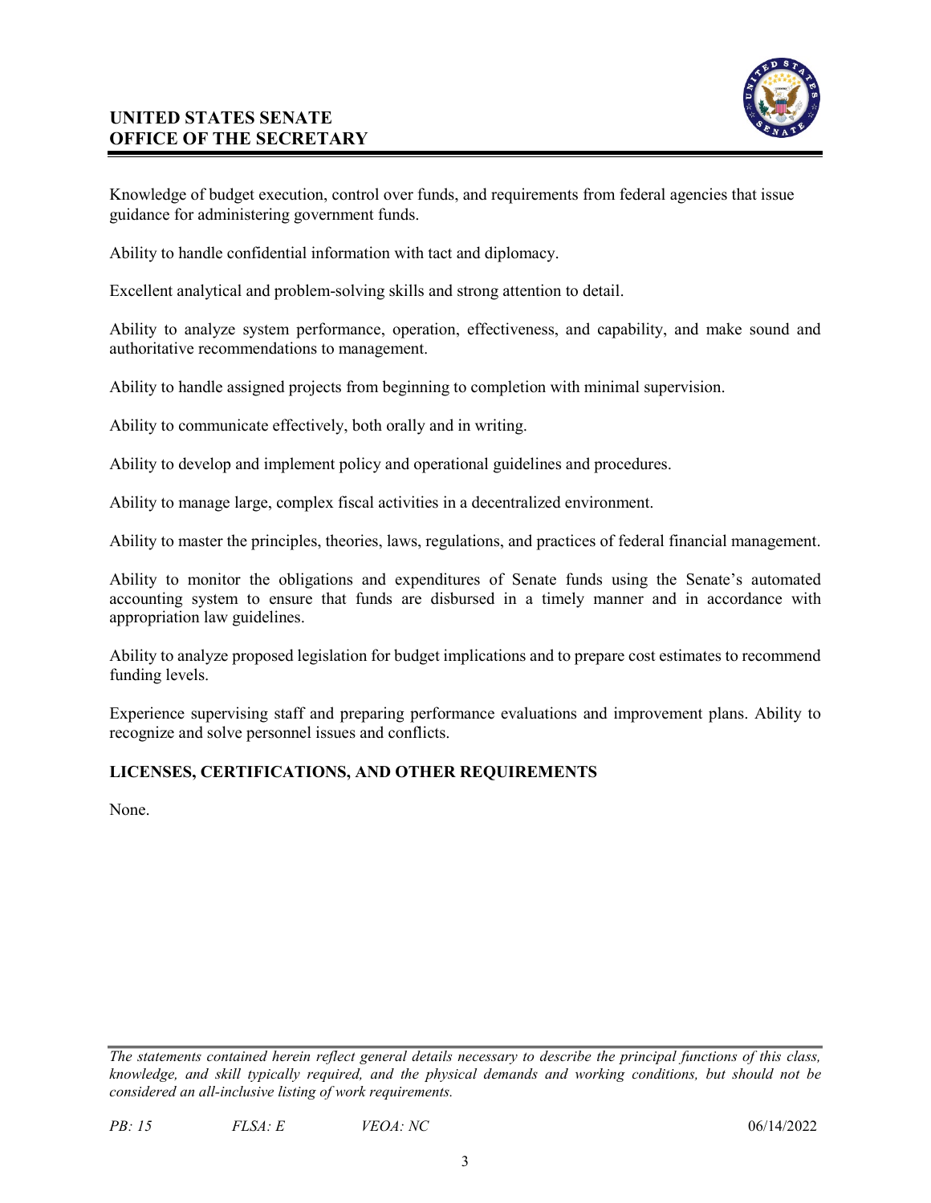Knowledge of budget execution, control over funds, and requirements from federal agencies that issue guidance for administering government funds.

Ability to handle confidential information with tact and diplomacy.

Excellent analytical and problem-solving skills and strong attention to detail.

Ability to analyze system performance, operation, effectiveness, and capability, and make sound and authoritative recommendations to management.

Ability to handle assigned projects from beginning to completion with minimal supervision.

Ability to communicate effectively, both orally and in writing.

Ability to develop and implement policy and operational guidelines and procedures.

Ability to manage large, complex fiscal activities in a decentralized environment.

Ability to master the principles, theories, laws, regulations, and practices of federal financial management.

Ability to monitor the obligations and expenditures of Senate funds using the Senate's automated accounting system to ensure that funds are disbursed in a timely manner and in accordance with appropriation law guidelines.

Ability to analyze proposed legislation for budget implications and to prepare cost estimates to recommend funding levels.

Experience supervising staff and preparing performance evaluations and improvement plans. Ability to recognize and solve personnel issues and conflicts.

## LICENSES, CERTIFICATIONS, AND OTHER REQUIREMENTS

None.

*The statements contained herein reflect general details necessary to describe the principal functions of this class, knowledge, and skill typically required, and the physical demands and working conditions, but should not be considered an all-inclusive listing of work requirements.*

*PB: 15* *FLSA: E* *VEOA: NC* 06/14/2022